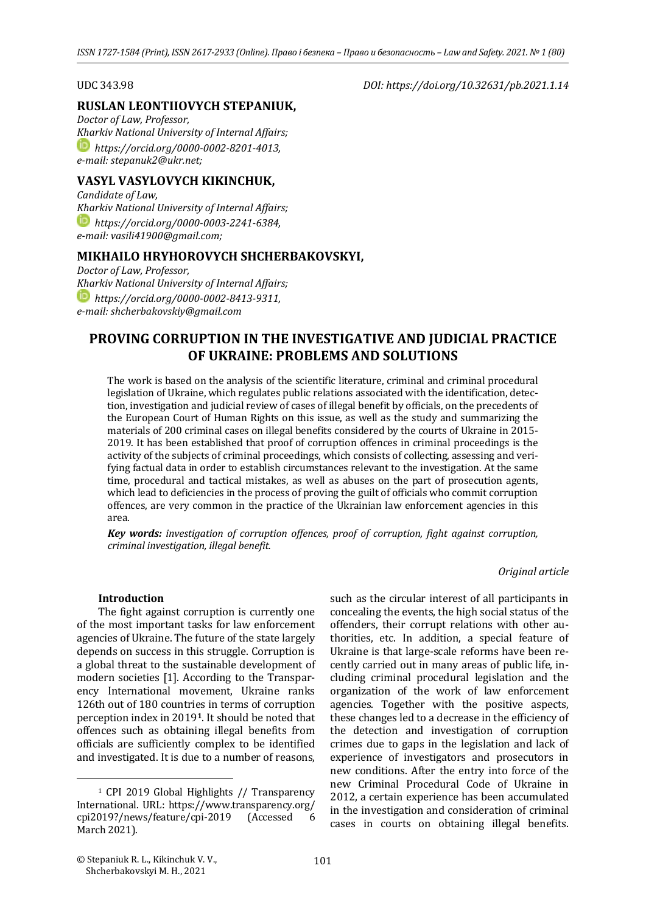UDC 343.98

*DOI: https://doi.org/10.32631/pb.2021.1.14*

**RUSLAN LEONTIIOVYCH STEPANIUK,**
*Doctor of Law, Professor,*
*Kharkiv National University of Internal Affairs;*
*https://orcid.org/0000-0002-8201-4013,*
*e-mail: stepanuk2@ukr.net;*

**VASYL VASYLOVYCH KIKINCHUK,**
*Candidate of Law,*
*Kharkiv National University of Internal Affairs;*
*https://orcid.org/0000-0003-2241-6384,*
*e-mail: vasili41900@gmail.com;*

**MIKHAILO HRYHOROVYCH SHCHERBAKOVSKYI,**
*Doctor of Law, Professor,*
*Kharkiv National University of Internal Affairs;*
*https://orcid.org/0000-0002-8413-9311,*
*e-mail: shcherbakovskiy@gmail.com*

# PROVING CORRUPTION IN THE INVESTIGATIVE AND JUDICIAL PRACTICE OF UKRAINE: PROBLEMS AND SOLUTIONS

The work is based on the analysis of the scientific literature, criminal and criminal procedural legislation of Ukraine, which regulates public relations associated with the identification, detection, investigation and judicial review of cases of illegal benefit by officials, on the precedents of the European Court of Human Rights on this issue, as well as the study and summarizing the materials of 200 criminal cases on illegal benefits considered by the courts of Ukraine in 2015-2019. It has been established that proof of corruption offences in criminal proceedings is the activity of the subjects of criminal proceedings, which consists of collecting, assessing and verifying factual data in order to establish circumstances relevant to the investigation. At the same time, procedural and tactical mistakes, as well as abuses on the part of prosecution agents, which lead to deficiencies in the process of proving the guilt of officials who commit corruption offences, are very common in the practice of the Ukrainian law enforcement agencies in this area.

***Key words:*** *investigation of corruption offences, proof of corruption, fight against corruption, criminal investigation, illegal benefit.*

*Original article*

## Introduction

The fight against corruption is currently one of the most important tasks for law enforcement agencies of Ukraine. The future of the state largely depends on success in this struggle. Corruption is a global threat to the sustainable development of modern societies [1]. According to the Transparency International movement, Ukraine ranks 126th out of 180 countries in terms of corruption perception index in 2019[1]. It should be noted that offences such as obtaining illegal benefits from officials are sufficiently complex to be identified and investigated. It is due to a number of reasons, such as the circular interest of all participants in concealing the events, the high social status of the offenders, their corrupt relations with other authorities, etc. In addition, a special feature of Ukraine is that large-scale reforms have been recently carried out in many areas of public life, including criminal procedural legislation and the organization of the work of law enforcement agencies. Together with the positive aspects, these changes led to a decrease in the efficiency of the detection and investigation of corruption crimes due to gaps in the legislation and lack of experience of investigators and prosecutors in new conditions. After the entry into force of the new Criminal Procedural Code of Ukraine in 2012, a certain experience has been accumulated in the investigation and consideration of criminal cases in courts on obtaining illegal benefits.

[1] CPI 2019 Global Highlights // Transparency International. URL: https://www.transparency.org/cpi2019?/news/feature/cpi-2019 (Accessed 6 March 2021).

© Stepaniuk R. L., Kikinchuk V. V., Shcherbakovskyi M. H., 2021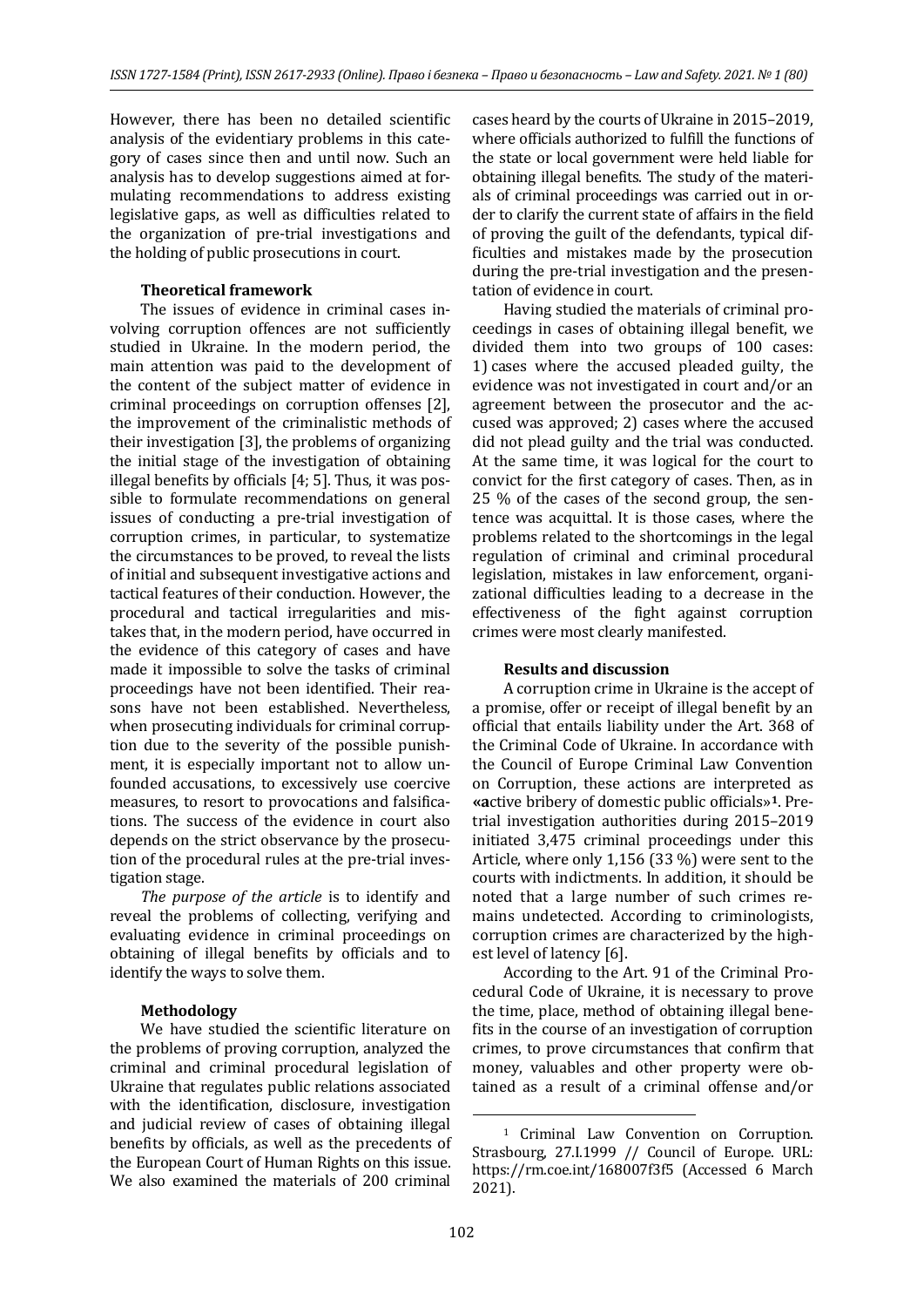However, there has been no detailed scientific analysis of the evidentiary problems in this category of cases since then and until now. Such an analysis has to develop suggestions aimed at formulating recommendations to address existing legislative gaps, as well as difficulties related to the organization of pre-trial investigations and the holding of public prosecutions in court.

### Theoretical framework

The issues of evidence in criminal cases involving corruption offences are not sufficiently studied in Ukraine. In the modern period, the main attention was paid to the development of the content of the subject matter of evidence in criminal proceedings on corruption offenses [2], the improvement of the criminalistic methods of their investigation [3], the problems of organizing the initial stage of the investigation of obtaining illegal benefits by officials [4; 5]. Thus, it was possible to formulate recommendations on general issues of conducting a pre-trial investigation of corruption crimes, in particular, to systematize the circumstances to be proved, to reveal the lists of initial and subsequent investigative actions and tactical features of their conduction. However, the procedural and tactical irregularities and mistakes that, in the modern period, have occurred in the evidence of this category of cases and have made it impossible to solve the tasks of criminal proceedings have not been identified. Their reasons have not been established. Nevertheless, when prosecuting individuals for criminal corruption due to the severity of the possible punishment, it is especially important not to allow unfounded accusations, to excessively use coercive measures, to resort to provocations and falsifications. The success of the evidence in court also depends on the strict observance by the prosecution of the procedural rules at the pre-trial investigation stage.

*The purpose of the article* is to identify and reveal the problems of collecting, verifying and evaluating evidence in criminal proceedings on obtaining of illegal benefits by officials and to identify the ways to solve them.

### Methodology

We have studied the scientific literature on the problems of proving corruption, analyzed the criminal and criminal procedural legislation of Ukraine that regulates public relations associated with the identification, disclosure, investigation and judicial review of cases of obtaining illegal benefits by officials, as well as the precedents of the European Court of Human Rights on this issue. We also examined the materials of 200 criminal cases heard by the courts of Ukraine in 2015–2019, where officials authorized to fulfill the functions of the state or local government were held liable for obtaining illegal benefits. The study of the materials of criminal proceedings was carried out in order to clarify the current state of affairs in the field of proving the guilt of the defendants, typical difficulties and mistakes made by the prosecution during the pre-trial investigation and the presentation of evidence in court.

Having studied the materials of criminal proceedings in cases of obtaining illegal benefit, we divided them into two groups of 100 cases: 1) cases where the accused pleaded guilty, the evidence was not investigated in court and/or an agreement between the prosecutor and the accused was approved; 2) cases where the accused did not plead guilty and the trial was conducted. At the same time, it was logical for the court to convict for the first category of cases. Then, as in 25 % of the cases of the second group, the sentence was acquittal. It is those cases, where the problems related to the shortcomings in the legal regulation of criminal and criminal procedural legislation, mistakes in law enforcement, organizational difficulties leading to a decrease in the effectiveness of the fight against corruption crimes were most clearly manifested.

### Results and discussion

A corruption crime in Ukraine is the accept of a promise, offer or receipt of illegal benefit by an official that entails liability under the Art. 368 of the Criminal Code of Ukraine. In accordance with the Council of Europe Criminal Law Convention on Corruption, these actions are interpreted as «active bribery of domestic public officials»[1]. Pre-trial investigation authorities during 2015–2019 initiated 3,475 criminal proceedings under this Article, where only 1,156 (33 %) were sent to the courts with indictments. In addition, it should be noted that a large number of such crimes remains undetected. According to criminologists, corruption crimes are characterized by the highest level of latency [6].

According to the Art. 91 of the Criminal Procedural Code of Ukraine, it is necessary to prove the time, place, method of obtaining illegal benefits in the course of an investigation of corruption crimes, to prove circumstances that confirm that money, valuables and other property were obtained as a result of a criminal offense and/or

[1] Criminal Law Convention on Corruption. Strasbourg, 27.I.1999 // Council of Europe. URL: https://rm.coe.int/168007f3f5 (Accessed 6 March 2021).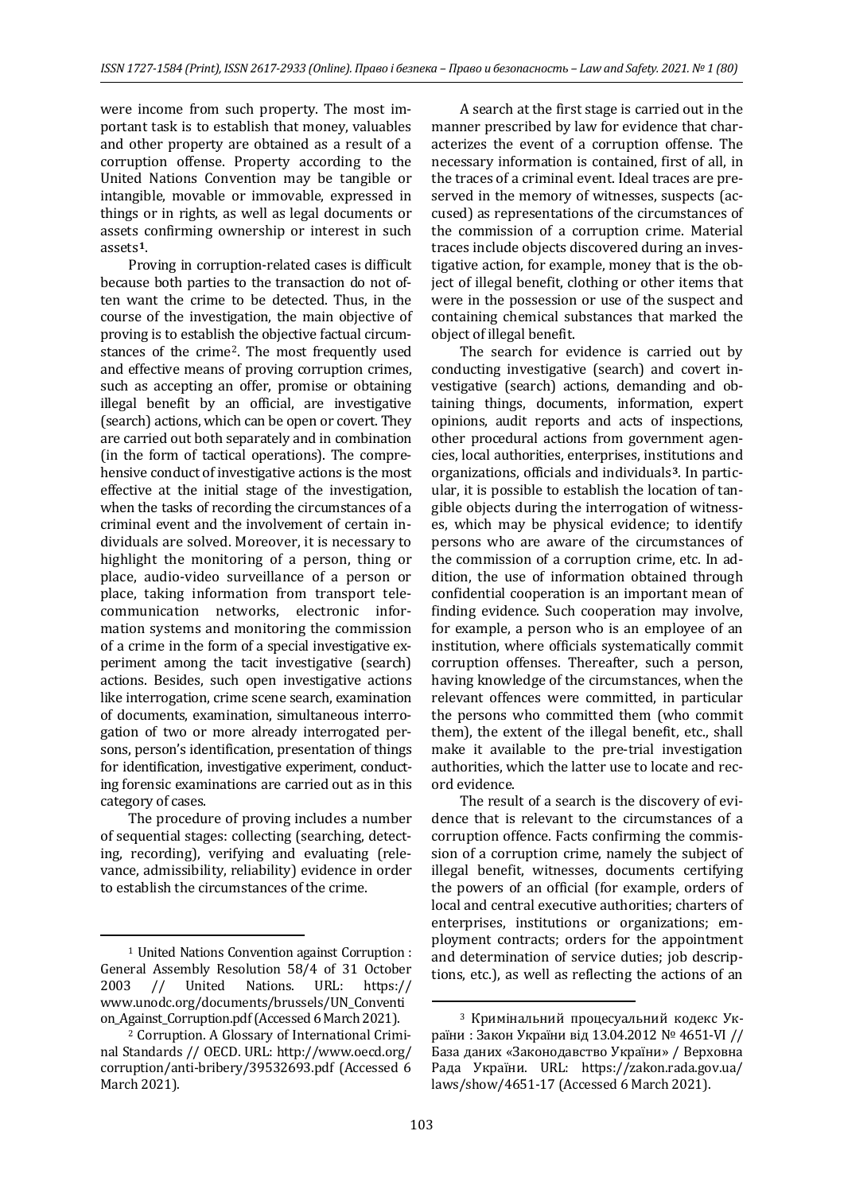were income from such property. The most important task is to establish that money, valuables and other property are obtained as a result of a corruption offense. Property according to the United Nations Convention may be tangible or intangible, movable or immovable, expressed in things or in rights, as well as legal documents or assets confirming ownership or interest in such assets[1].

Proving in corruption-related cases is difficult because both parties to the transaction do not often want the crime to be detected. Thus, in the course of the investigation, the main objective of proving is to establish the objective factual circumstances of the crime[2]. The most frequently used and effective means of proving corruption crimes, such as accepting an offer, promise or obtaining illegal benefit by an official, are investigative (search) actions, which can be open or covert. They are carried out both separately and in combination (in the form of tactical operations). The comprehensive conduct of investigative actions is the most effective at the initial stage of the investigation, when the tasks of recording the circumstances of a criminal event and the involvement of certain individuals are solved. Moreover, it is necessary to highlight the monitoring of a person, thing or place, audio-video surveillance of a person or place, taking information from transport telecommunication networks, electronic information systems and monitoring the commission of a crime in the form of a special investigative experiment among the tacit investigative (search) actions. Besides, such open investigative actions like interrogation, crime scene search, examination of documents, examination, simultaneous interrogation of two or more already interrogated persons, person's identification, presentation of things for identification, investigative experiment, conducting forensic examinations are carried out as in this category of cases.

The procedure of proving includes a number of sequential stages: collecting (searching, detecting, recording), verifying and evaluating (relevance, admissibility, reliability) evidence in order to establish the circumstances of the crime.

A search at the first stage is carried out in the manner prescribed by law for evidence that characterizes the event of a corruption offense. The necessary information is contained, first of all, in the traces of a criminal event. Ideal traces are preserved in the memory of witnesses, suspects (accused) as representations of the circumstances of the commission of a corruption crime. Material traces include objects discovered during an investigative action, for example, money that is the object of illegal benefit, clothing or other items that were in the possession or use of the suspect and containing chemical substances that marked the object of illegal benefit.

The search for evidence is carried out by conducting investigative (search) and covert investigative (search) actions, demanding and obtaining things, documents, information, expert opinions, audit reports and acts of inspections, other procedural actions from government agencies, local authorities, enterprises, institutions and organizations, officials and individuals[3]. In particular, it is possible to establish the location of tangible objects during the interrogation of witnesses, which may be physical evidence; to identify persons who are aware of the circumstances of the commission of a corruption crime, etc. In addition, the use of information obtained through confidential cooperation is an important mean of finding evidence. Such cooperation may involve, for example, a person who is an employee of an institution, where officials systematically commit corruption offenses. Thereafter, such a person, having knowledge of the circumstances, when the relevant offences were committed, in particular the persons who committed them (who commit them), the extent of the illegal benefit, etc., shall make it available to the pre-trial investigation authorities, which the latter use to locate and record evidence.

The result of a search is the discovery of evidence that is relevant to the circumstances of a corruption offence. Facts confirming the commission of a corruption crime, namely the subject of illegal benefit, witnesses, documents certifying the powers of an official (for example, orders of local and central executive authorities; charters of enterprises, institutions or organizations; employment contracts; orders for the appointment and determination of service duties; job descriptions, etc.), as well as reflecting the actions of an

---

[1] United Nations Convention against Corruption : General Assembly Resolution 58/4 of 31 October 2003 // United Nations. URL: https://www.unodc.org/documents/brussels/UN_Convention_Against_Corruption.pdf (Accessed 6 March 2021).

[2] Corruption. A Glossary of International Criminal Standards // OECD. URL: http://www.oecd.org/corruption/anti-bribery/39532693.pdf (Accessed 6 March 2021).

[3] Кримінальний процесуальний кодекс України : Закон України від 13.04.2012 № 4651-VI // База даних «Законодавство України» / Верховна Рада України. URL: https://zakon.rada.gov.ua/laws/show/4651-17 (Accessed 6 March 2021).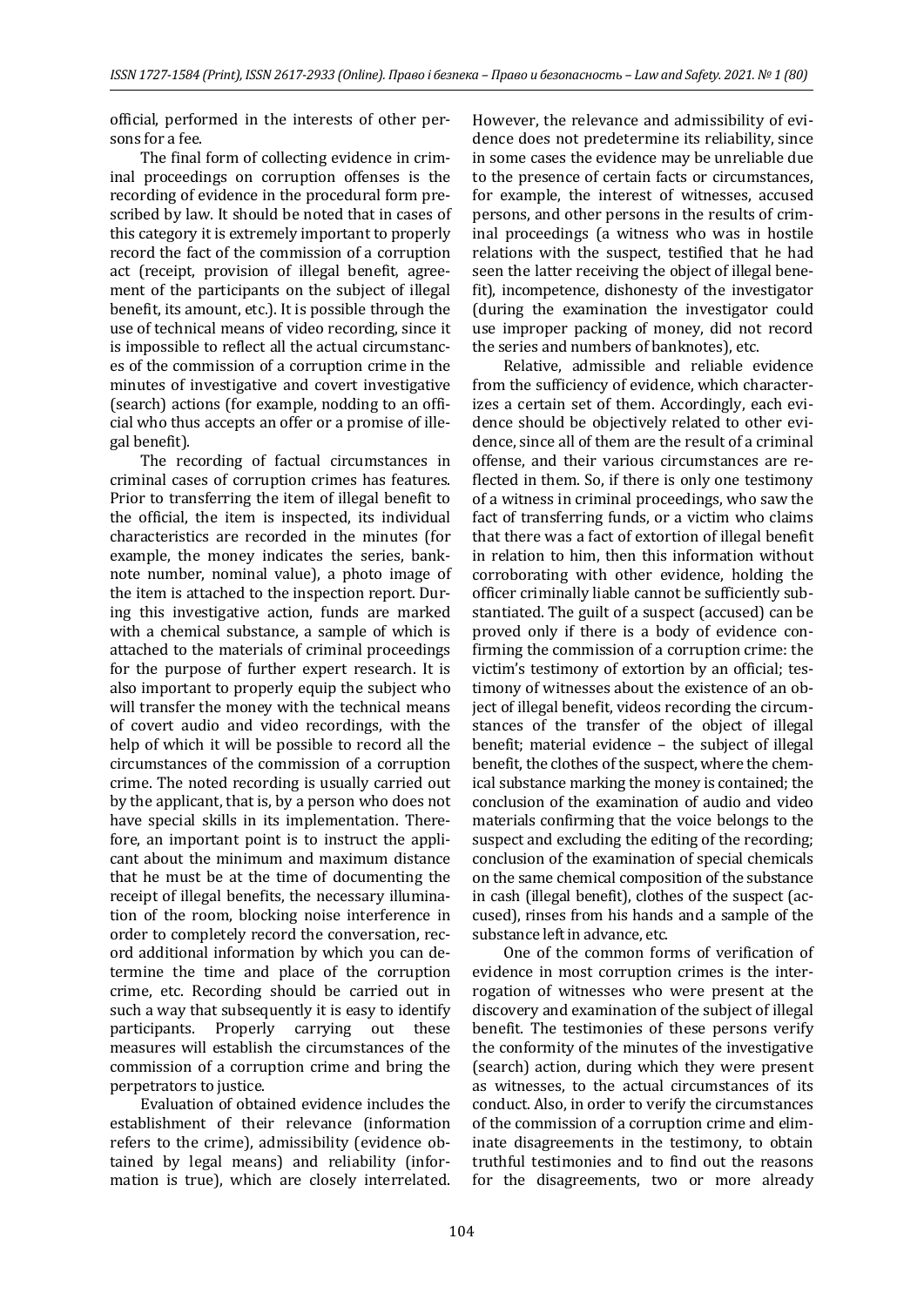official, performed in the interests of other persons for a fee.

The final form of collecting evidence in criminal proceedings on corruption offenses is the recording of evidence in the procedural form prescribed by law. It should be noted that in cases of this category it is extremely important to properly record the fact of the commission of a corruption act (receipt, provision of illegal benefit, agreement of the participants on the subject of illegal benefit, its amount, etc.). It is possible through the use of technical means of video recording, since it is impossible to reflect all the actual circumstances of the commission of a corruption crime in the minutes of investigative and covert investigative (search) actions (for example, nodding to an official who thus accepts an offer or a promise of illegal benefit).

The recording of factual circumstances in criminal cases of corruption crimes has features. Prior to transferring the item of illegal benefit to the official, the item is inspected, its individual characteristics are recorded in the minutes (for example, the money indicates the series, banknote number, nominal value), a photo image of the item is attached to the inspection report. During this investigative action, funds are marked with a chemical substance, a sample of which is attached to the materials of criminal proceedings for the purpose of further expert research. It is also important to properly equip the subject who will transfer the money with the technical means of covert audio and video recordings, with the help of which it will be possible to record all the circumstances of the commission of a corruption crime. The noted recording is usually carried out by the applicant, that is, by a person who does not have special skills in its implementation. Therefore, an important point is to instruct the applicant about the minimum and maximum distance that he must be at the time of documenting the receipt of illegal benefits, the necessary illumination of the room, blocking noise interference in order to completely record the conversation, record additional information by which you can determine the time and place of the corruption crime, etc. Recording should be carried out in such a way that subsequently it is easy to identify participants. Properly carrying out these measures will establish the circumstances of the commission of a corruption crime and bring the perpetrators to justice.

Evaluation of obtained evidence includes the establishment of their relevance (information refers to the crime), admissibility (evidence obtained by legal means) and reliability (information is true), which are closely interrelated. However, the relevance and admissibility of evidence does not predetermine its reliability, since in some cases the evidence may be unreliable due to the presence of certain facts or circumstances, for example, the interest of witnesses, accused persons, and other persons in the results of criminal proceedings (a witness who was in hostile relations with the suspect, testified that he had seen the latter receiving the object of illegal benefit), incompetence, dishonesty of the investigator (during the examination the investigator could use improper packing of money, did not record the series and numbers of banknotes), etc.

Relative, admissible and reliable evidence from the sufficiency of evidence, which characterizes a certain set of them. Accordingly, each evidence should be objectively related to other evidence, since all of them are the result of a criminal offense, and their various circumstances are reflected in them. So, if there is only one testimony of a witness in criminal proceedings, who saw the fact of transferring funds, or a victim who claims that there was a fact of extortion of illegal benefit in relation to him, then this information without corroborating with other evidence, holding the officer criminally liable cannot be sufficiently substantiated. The guilt of a suspect (accused) can be proved only if there is a body of evidence confirming the commission of a corruption crime: the victim's testimony of extortion by an official; testimony of witnesses about the existence of an object of illegal benefit, videos recording the circumstances of the transfer of the object of illegal benefit; material evidence – the subject of illegal benefit, the clothes of the suspect, where the chemical substance marking the money is contained; the conclusion of the examination of audio and video materials confirming that the voice belongs to the suspect and excluding the editing of the recording; conclusion of the examination of special chemicals on the same chemical composition of the substance in cash (illegal benefit), clothes of the suspect (accused), rinses from his hands and a sample of the substance left in advance, etc.

One of the common forms of verification of evidence in most corruption crimes is the interrogation of witnesses who were present at the discovery and examination of the subject of illegal benefit. The testimonies of these persons verify the conformity of the minutes of the investigative (search) action, during which they were present as witnesses, to the actual circumstances of its conduct. Also, in order to verify the circumstances of the commission of a corruption crime and eliminate disagreements in the testimony, to obtain truthful testimonies and to find out the reasons for the disagreements, two or more already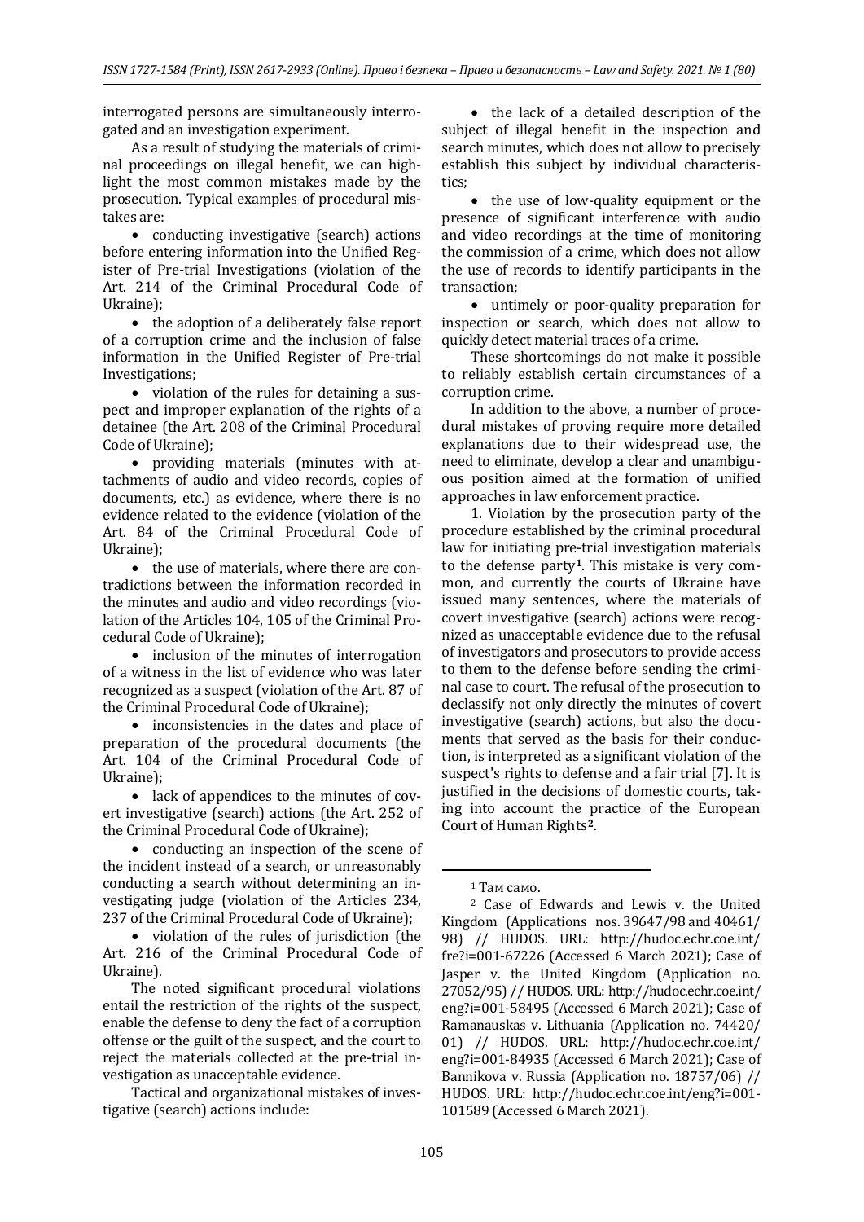interrogated persons are simultaneously interrogated and an investigation experiment.

As a result of studying the materials of criminal proceedings on illegal benefit, we can highlight the most common mistakes made by the prosecution. Typical examples of procedural mistakes are:

- conducting investigative (search) actions before entering information into the Unified Register of Pre-trial Investigations (violation of the Art. 214 of the Criminal Procedural Code of Ukraine);
- the adoption of a deliberately false report of a corruption crime and the inclusion of false information in the Unified Register of Pre-trial Investigations;
- violation of the rules for detaining a suspect and improper explanation of the rights of a detainee (the Art. 208 of the Criminal Procedural Code of Ukraine);
- providing materials (minutes with attachments of audio and video records, copies of documents, etc.) as evidence, where there is no evidence related to the evidence (violation of the Art. 84 of the Criminal Procedural Code of Ukraine);
- the use of materials, where there are contradictions between the information recorded in the minutes and audio and video recordings (violation of the Articles 104, 105 of the Criminal Procedural Code of Ukraine);
- inclusion of the minutes of interrogation of a witness in the list of evidence who was later recognized as a suspect (violation of the Art. 87 of the Criminal Procedural Code of Ukraine);
- inconsistencies in the dates and place of preparation of the procedural documents (the Art. 104 of the Criminal Procedural Code of Ukraine);
- lack of appendices to the minutes of covert investigative (search) actions (the Art. 252 of the Criminal Procedural Code of Ukraine);
- conducting an inspection of the scene of the incident instead of a search, or unreasonably conducting a search without determining an investigating judge (violation of the Articles 234, 237 of the Criminal Procedural Code of Ukraine);
- violation of the rules of jurisdiction (the Art. 216 of the Criminal Procedural Code of Ukraine).

The noted significant procedural violations entail the restriction of the rights of the suspect, enable the defense to deny the fact of a corruption offense or the guilt of the suspect, and the court to reject the materials collected at the pre-trial investigation as unacceptable evidence.

Tactical and organizational mistakes of investigative (search) actions include:

- the lack of a detailed description of the subject of illegal benefit in the inspection and search minutes, which does not allow to precisely establish this subject by individual characteristics;
- the use of low-quality equipment or the presence of significant interference with audio and video recordings at the time of monitoring the commission of a crime, which does not allow the use of records to identify participants in the transaction;
- untimely or poor-quality preparation for inspection or search, which does not allow to quickly detect material traces of a crime.

These shortcomings do not make it possible to reliably establish certain circumstances of a corruption crime.

In addition to the above, a number of procedural mistakes of proving require more detailed explanations due to their widespread use, the need to eliminate, develop a clear and unambiguous position aimed at the formation of unified approaches in law enforcement practice.

1. Violation by the prosecution party of the procedure established by the criminal procedural law for initiating pre-trial investigation materials to the defense party[1]. This mistake is very common, and currently the courts of Ukraine have issued many sentences, where the materials of covert investigative (search) actions were recognized as unacceptable evidence due to the refusal of investigators and prosecutors to provide access to them to the defense before sending the criminal case to court. The refusal of the prosecution to declassify not only directly the minutes of covert investigative (search) actions, but also the documents that served as the basis for their conduction, is interpreted as a significant violation of the suspect's rights to defense and a fair trial [7]. It is justified in the decisions of domestic courts, taking into account the practice of the European Court of Human Rights[2].

---

[1] Там само.

[2] Case of Edwards and Lewis v. the United Kingdom (Applications nos. 39647/98 and 40461/98) // HUDOS. URL: http://hudoc.echr.coe.int/fre?i=001-67226 (Accessed 6 March 2021); Case of Jasper v. the United Kingdom (Application no. 27052/95) // HUDOS. URL: http://hudoc.echr.coe.int/eng?i=001-58495 (Accessed 6 March 2021); Case of Ramanauskas v. Lithuania (Application no. 74420/01) // HUDOS. URL: http://hudoc.echr.coe.int/eng?i=001-84935 (Accessed 6 March 2021); Case of Bannikova v. Russia (Application no. 18757/06) // HUDOS. URL: http://hudoc.echr.coe.int/eng?i=001-101589 (Accessed 6 March 2021).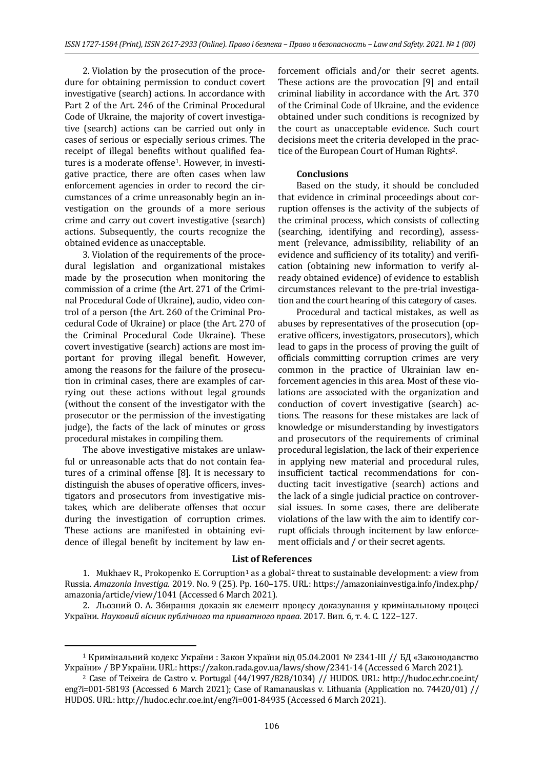2. Violation by the prosecution of the procedure for obtaining permission to conduct covert investigative (search) actions. In accordance with Part 2 of the Art. 246 of the Criminal Procedural Code of Ukraine, the majority of covert investigative (search) actions can be carried out only in cases of serious or especially serious crimes. The receipt of illegal benefits without qualified features is a moderate offense[1]. However, in investigative practice, there are often cases when law enforcement agencies in order to record the circumstances of a crime unreasonably begin an investigation on the grounds of a more serious crime and carry out covert investigative (search) actions. Subsequently, the courts recognize the obtained evidence as unacceptable.

3. Violation of the requirements of the procedural legislation and organizational mistakes made by the prosecution when monitoring the commission of a crime (the Art. 271 of the Criminal Procedural Code of Ukraine), audio, video control of a person (the Art. 260 of the Criminal Procedural Code of Ukraine) or place (the Art. 270 of the Criminal Procedural Code Ukraine). These covert investigative (search) actions are most important for proving illegal benefit. However, among the reasons for the failure of the prosecution in criminal cases, there are examples of carrying out these actions without legal grounds (without the consent of the investigator with the prosecutor or the permission of the investigating judge), the facts of the lack of minutes or gross procedural mistakes in compiling them.

The above investigative mistakes are unlawful or unreasonable acts that do not contain features of a criminal offense [8]. It is necessary to distinguish the abuses of operative officers, investigators and prosecutors from investigative mistakes, which are deliberate offenses that occur during the investigation of corruption crimes. These actions are manifested in obtaining evidence of illegal benefit by incitement by law enforcement officials and/or their secret agents. These actions are the provocation [9] and entail criminal liability in accordance with the Art. 370 of the Criminal Code of Ukraine, and the evidence obtained under such conditions is recognized by the court as unacceptable evidence. Such court decisions meet the criteria developed in the practice of the European Court of Human Rights[2].

#### Conclusions

Based on the study, it should be concluded that evidence in criminal proceedings about corruption offenses is the activity of the subjects of the criminal process, which consists of collecting (searching, identifying and recording), assessment (relevance, admissibility, reliability of an evidence and sufficiency of its totality) and verification (obtaining new information to verify already obtained evidence) of evidence to establish circumstances relevant to the pre-trial investigation and the court hearing of this category of cases.

Procedural and tactical mistakes, as well as abuses by representatives of the prosecution (operative officers, investigators, prosecutors), which lead to gaps in the process of proving the guilt of officials committing corruption crimes are very common in the practice of Ukrainian law enforcement agencies in this area. Most of these violations are associated with the organization and conduction of covert investigative (search) actions. The reasons for these mistakes are lack of knowledge or misunderstanding by investigators and prosecutors of the requirements of criminal procedural legislation, the lack of their experience in applying new material and procedural rules, insufficient tactical recommendations for conducting tacit investigative (search) actions and the lack of a single judicial practice on controversial issues. In some cases, there are deliberate violations of the law with the aim to identify corrupt officials through incitement by law enforcement officials and / or their secret agents.

#### List of References

1. Mukhaev R., Prokopenko E. Corruption[1] as a global[2] threat to sustainable development: a view from Russia. *Amazonia Investiga*. 2019. No. 9 (25). Pp. 160–175. URL: https://amazoniainvestiga.info/index.php/amazonia/article/view/1041 (Accessed 6 March 2021).

2. Льозний О. А. Збирання доказів як елемент процесу доказування у кримінальному процесі України. *Науковий вісник публічного та приватного права*. 2017. Вип. 6, т. 4. С. 122–127.

---

[1] Кримінальний кодекс України : Закон України від 05.04.2001 № 2341-III // БД «Законодавство України» / ВР України. URL: https://zakon.rada.gov.ua/laws/show/2341-14 (Accessed 6 March 2021).

[2] Case of Teixeira de Castro v. Portugal (44/1997/828/1034) // HUDOS. URL: http://hudoc.echr.coe.int/eng?i=001-58193 (Accessed 6 March 2021); Case of Ramanauskas v. Lithuania (Application no. 74420/01) // HUDOS. URL: http://hudoc.echr.coe.int/eng?i=001-84935 (Accessed 6 March 2021).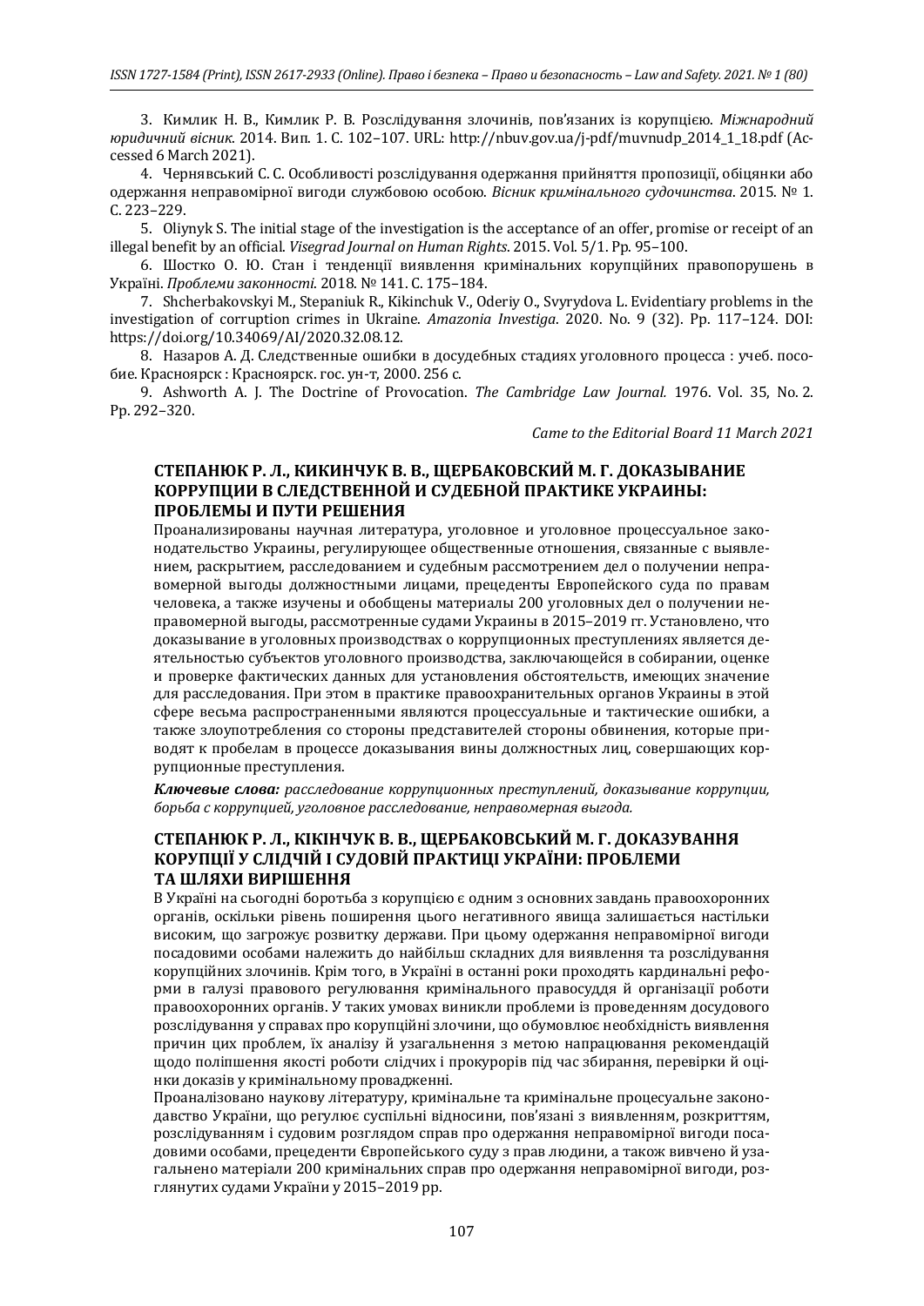3. Кимлик Н. В., Кимлик Р. В. Розслідування злочинів, пов'язаних із корупцією. *Міжнародний юридичний вісник*. 2014. Вип. 1. С. 102–107. URL: http://nbuv.gov.ua/j-pdf/muvnudp_2014_1_18.pdf (Accessed 6 March 2021).

4. Чернявський С. С. Особливості розслідування одержання прийняття пропозиції, обіцянки або одержання неправомірної вигоди службовою особою. *Вісник кримінального судочинства*. 2015. № 1. С. 223–229.

5. Oliynyk S. The initial stage of the investigation is the acceptance of an offer, promise or receipt of an illegal benefit by an official. *Visegrad Journal on Human Rights*. 2015. Vol. 5/1. Pp. 95–100.

6. Шостко О. Ю. Стан і тенденції виявлення кримінальних корупційних правопорушень в Україні. *Проблеми законності*. 2018. № 141. С. 175–184.

7. Shcherbakovskyi M., Stepaniuk R., Kikinchuk V., Oderiy O., Svyrydova L. Evidentiary problems in the investigation of corruption crimes in Ukraine. *Amazonia Investiga*. 2020. No. 9 (32). Pp. 117–124. DOI: https://doi.org/10.34069/AI/2020.32.08.12.

8. Назаров А. Д. Следственные ошибки в досудебных стадиях уголовного процесса : учеб. пособие. Красноярск : Красноярск. гос. ун-т, 2000. 256 с.

9. Ashworth A. J. The Doctrine of Provocation. *The Cambridge Law Journal*. 1976. Vol. 35, No. 2. Pp. 292–320.

*Came to the Editorial Board 11 March 2021*

### СТЕПАНЮК Р. Л., КИКИНЧУК В. В., ЩЕРБАКОВСКИЙ М. Г. ДОКАЗЫВАНИЕ КОРРУПЦИИ В СЛЕДСТВЕННОЙ И СУДЕБНОЙ ПРАКТИКЕ УКРАИНЫ: ПРОБЛЕМЫ И ПУТИ РЕШЕНИЯ

Проанализированы научная литература, уголовное и уголовное процессуальное законодательство Украины, регулирующее общественные отношения, связанные с выявлением, раскрытием, расследованием и судебным рассмотрением дел о получении неправомерной выгоды должностными лицами, прецеденты Европейского суда по правам человека, а также изучены и обобщены материалы 200 уголовных дел о получении неправомерной выгоды, рассмотренные судами Украины в 2015–2019 гг. Установлено, что доказывание в уголовных производствах о коррупционных преступлениях является деятельностью субъектов уголовного производства, заключающейся в собирании, оценке и проверке фактических данных для установления обстоятельств, имеющих значение для расследования. При этом в практике правоохранительных органов Украины в этой сфере весьма распространенными являются процессуальные и тактические ошибки, а также злоупотребления со стороны представителей стороны обвинения, которые приводят к пробелам в процессе доказывания вины должностных лиц, совершающих коррупционные преступления.

***Ключевые слова:*** *расследование коррупционных преступлений, доказывание коррупции, борьба с коррупцией, уголовное расследование, неправомерная выгода.*

### СТЕПАНЮК Р. Л., КІКІНЧУК В. В., ЩЕРБАКОВСЬКИЙ М. Г. ДОКАЗУВАННЯ КОРУПЦІЇ У СЛІДЧІЙ І СУДОВІЙ ПРАКТИЦІ УКРАЇНИ: ПРОБЛЕМИ ТА ШЛЯХИ ВИРІШЕННЯ

В Україні на сьогодні боротьба з корупцією є одним з основних завдань правоохоронних органів, оскільки рівень поширення цього негативного явища залишається настільки високим, що загрожує розвитку держави. При цьому одержання неправомірної вигоди посадовими особами належить до найбільш складних для виявлення та розслідування корупційних злочинів. Крім того, в Україні в останні роки проходять кардинальні реформи в галузі правового регулювання кримінального правосуддя й організації роботи правоохоронних органів. У таких умовах виникли проблеми із проведенням досудового розслідування у справах про корупційні злочини, що обумовлює необхідність виявлення причин цих проблем, їх аналізу й узагальнення з метою напрацювання рекомендацій щодо поліпшення якості роботи слідчих і прокурорів під час збирання, перевірки й оцінки доказів у кримінальному провадженні.

Проаналізовано наукову літературу, кримінальне та кримінальне процесуальне законодавство України, що регулює суспільні відносини, пов'язані з виявленням, розкриттям, розслідуванням і судовим розглядом справ про одержання неправомірної вигоди посадовими особами, прецеденти Європейського суду з прав людини, а також вивчено й узагальнено матеріали 200 кримінальних справ про одержання неправомірної вигоди, розглянутих судами України у 2015–2019 рр.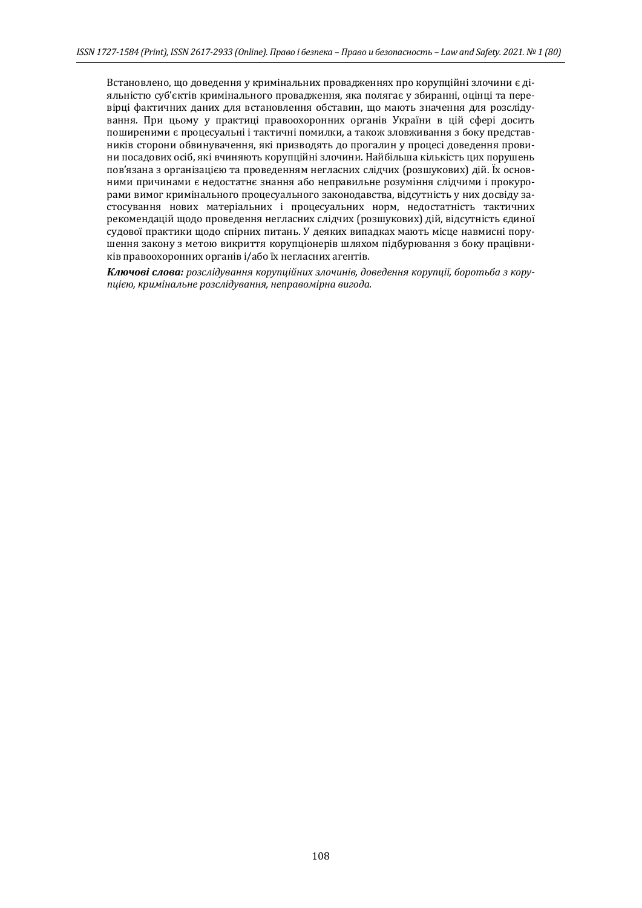Встановлено, що доведення у кримінальних провадженнях про корупційні злочини є діяльністю суб'єктів кримінального провадження, яка полягає у збиранні, оцінці та перевірці фактичних даних для встановлення обставин, що мають значення для розслідування. При цьому у практиці правоохоронних органів України в цій сфері досить поширеними є процесуальні і тактичні помилки, а також зловживання з боку представників сторони обвинувачення, які призводять до прогалин у процесі доведення провини посадових осіб, які вчиняють корупційні злочини. Найбільша кількість цих порушень пов'язана з організацією та проведенням негласних слідчих (розшукових) дій. Їх основними причинами є недостатнє знання або неправильне розуміння слідчими і прокурорами вимог кримінального процесуального законодавства, відсутність у них досвіду застосування нових матеріальних і процесуальних норм, недостатність тактичних рекомендацій щодо проведення негласних слідчих (розшукових) дій, відсутність єдиної судової практики щодо спірних питань. У деяких випадках мають місце навмисні порушення закону з метою викриття корупціонерів шляхом підбурювання з боку працівників правоохоронних органів і/або їх негласних агентів.

***Ключові слова:*** *розслідування корупційних злочинів, доведення корупції, боротьба з корупцією, кримінальне розслідування, неправомірна вигода.*